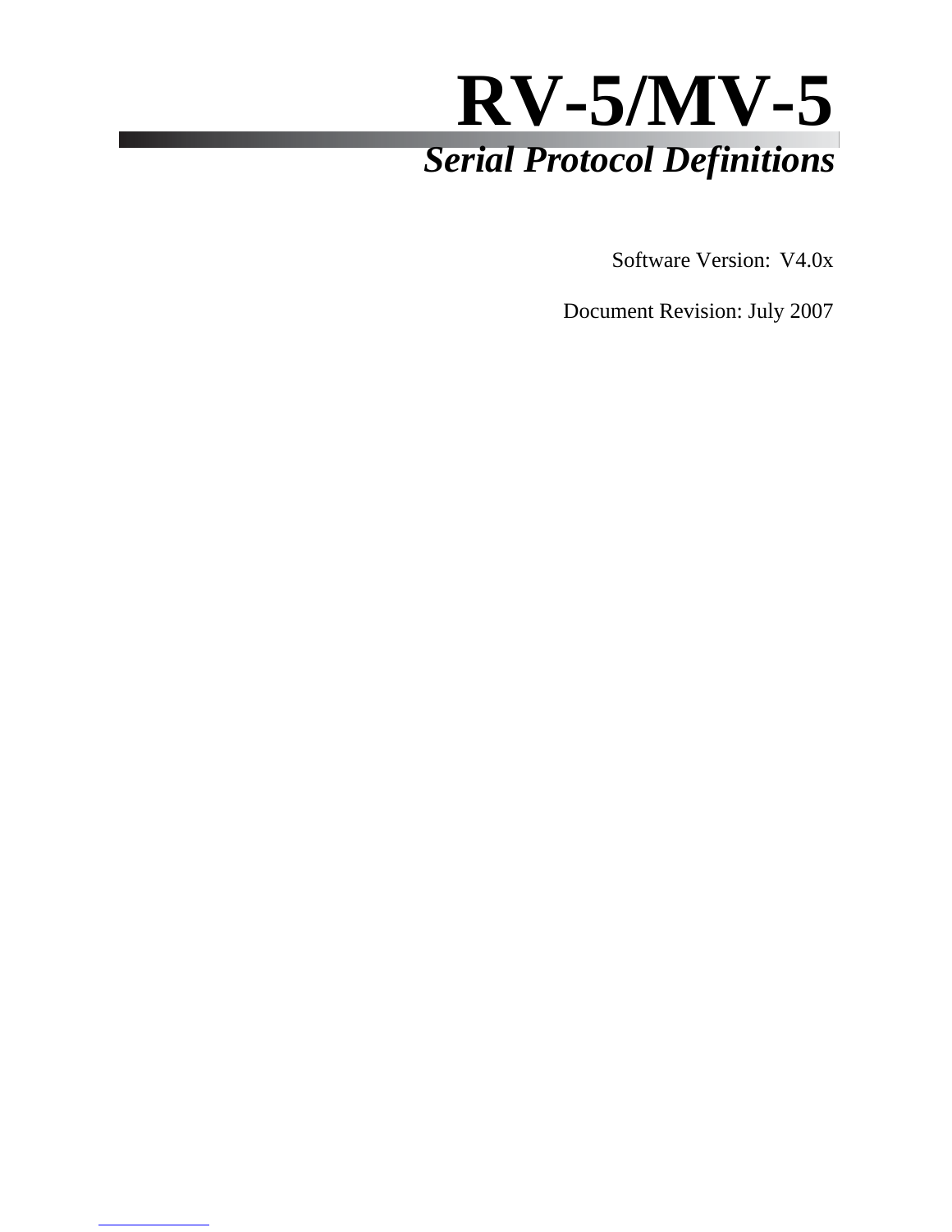# RV-5/MV-5

## *Serial Protocol Definitions*

Software Version: V4.0x

Document Revision: July 2007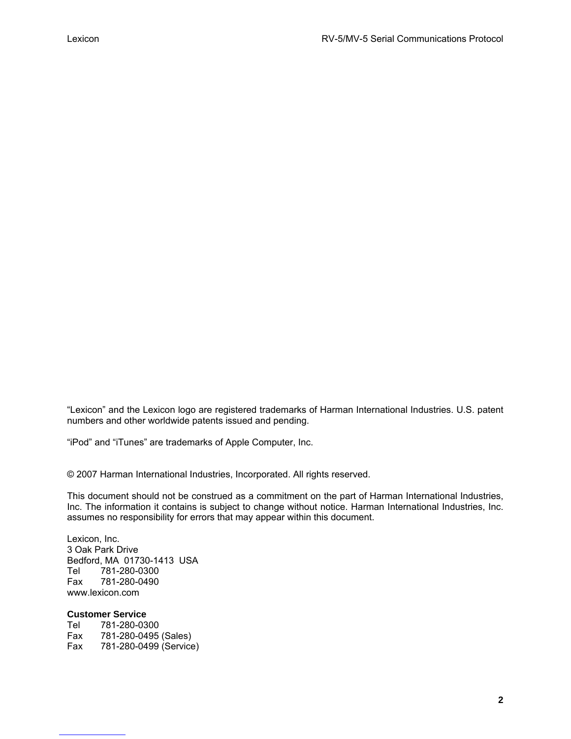"Lexicon" and the Lexicon logo are registered trademarks of Harman International Industries. U.S. patent numbers and other worldwide patents issued and pending.

"iPod" and "iTunes" are trademarks of Apple Computer, Inc.

© 2007 Harman International Industries, Incorporated. All rights reserved.

This document should not be construed as a commitment on the part of Harman International Industries, Inc. The information it contains is subject to change without notice. Harman International Industries, Inc. assumes no responsibility for errors that may appear within this document.

Lexicon, Inc.
3 Oak Park Drive
Bedford, MA 01730-1413 USA
Tel 781-280-0300
Fax 781-280-0490
www.lexicon.com

**Customer Service**
Tel 781-280-0300
Fax 781-280-0495 (Sales)
Fax 781-280-0499 (Service)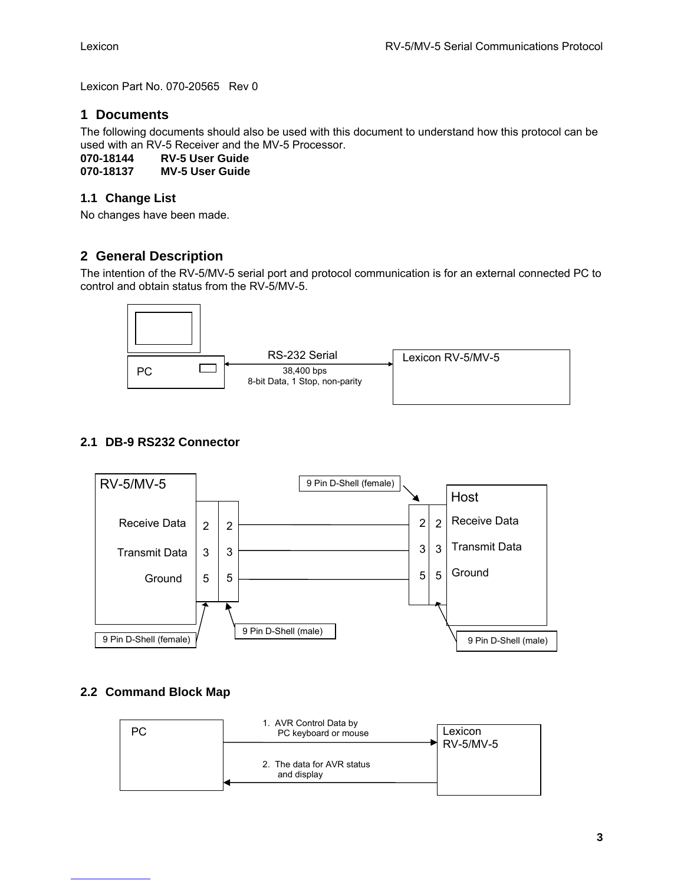Lexicon Part No. 070-20565   Rev 0

# 1 Documents

The following documents should also be used with this document to understand how this protocol can be used with an RV-5 Receiver and the MV-5 Processor.

**070-18144        RV-5 User Guide**
**070-18137        MV-5 User Guide**

## 1.1 Change List

No changes have been made.

# 2 General Description

The intention of the RV-5/MV-5 serial port and protocol communication is for an external connected PC to control and obtain status from the RV-5/MV-5.

PC ↔ RS-232 Serial (38,400 bps, 8-bit Data, 1 Stop, non-parity) ↔ Lexicon RV-5/MV-5

## 2.1 DB-9 RS232 Connector

| RV-5/MV-5 | 9 Pin D-Shell (female) | 9 Pin D-Shell (male) | 9 Pin D-Shell (female) | 9 Pin D-Shell (male) | Host |
|---|---|---|---|---|---|
| Receive Data | 2 | 2 | 2 | 2 | Receive Data |
| Transmit Data | 3 | 3 | 3 | 3 | Transmit Data |
| Ground | 5 | 5 | 5 | 5 | Ground |

## 2.2 Command Block Map

PC → Lexicon RV-5/MV-5: 1. AVR Control Data by PC keyboard or mouse

Lexicon RV-5/MV-5 → PC: 2. The data for AVR status and display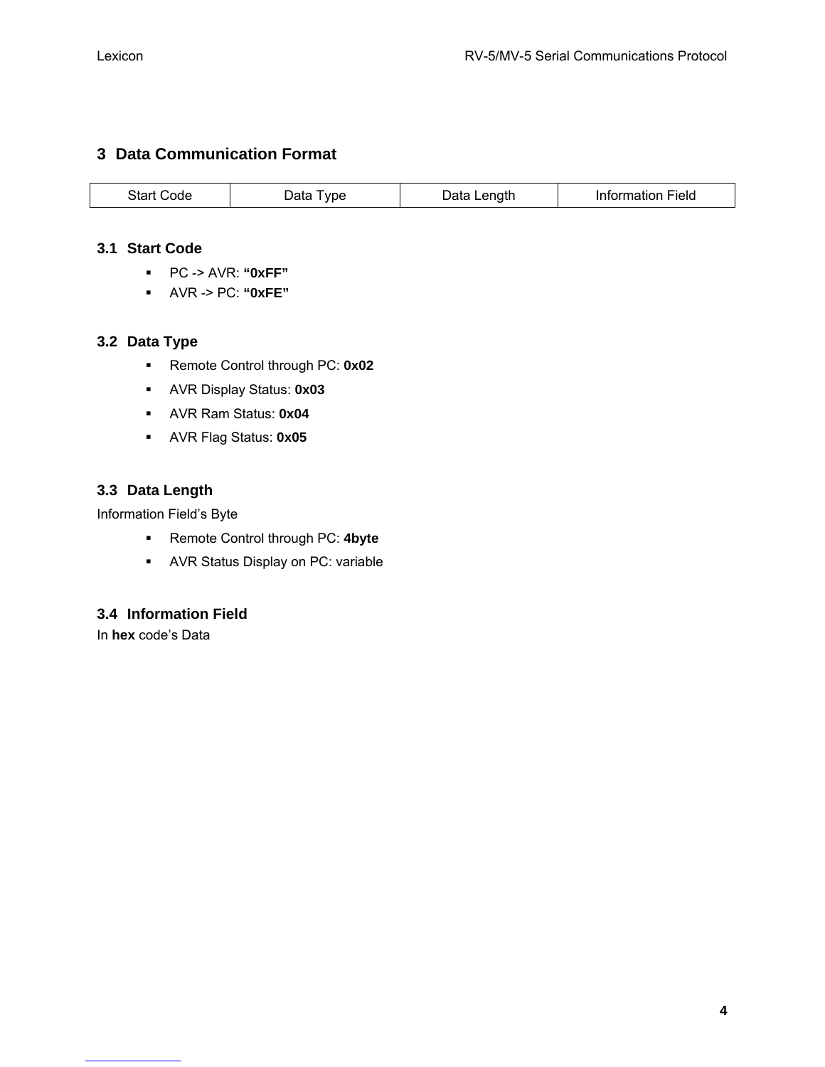# 3 Data Communication Format

| Start Code | Data Type | Data Length | Information Field |
|---|---|---|---|

## 3.1 Start Code

- PC -> AVR: **"0xFF"**
- AVR -> PC: **"0xFE"**

## 3.2 Data Type

- Remote Control through PC: **0x02**
- AVR Display Status: **0x03**
- AVR Ram Status: **0x04**
- AVR Flag Status: **0x05**

## 3.3 Data Length

Information Field's Byte

- Remote Control through PC: **4byte**
- AVR Status Display on PC: variable

## 3.4 Information Field

In **hex** code's Data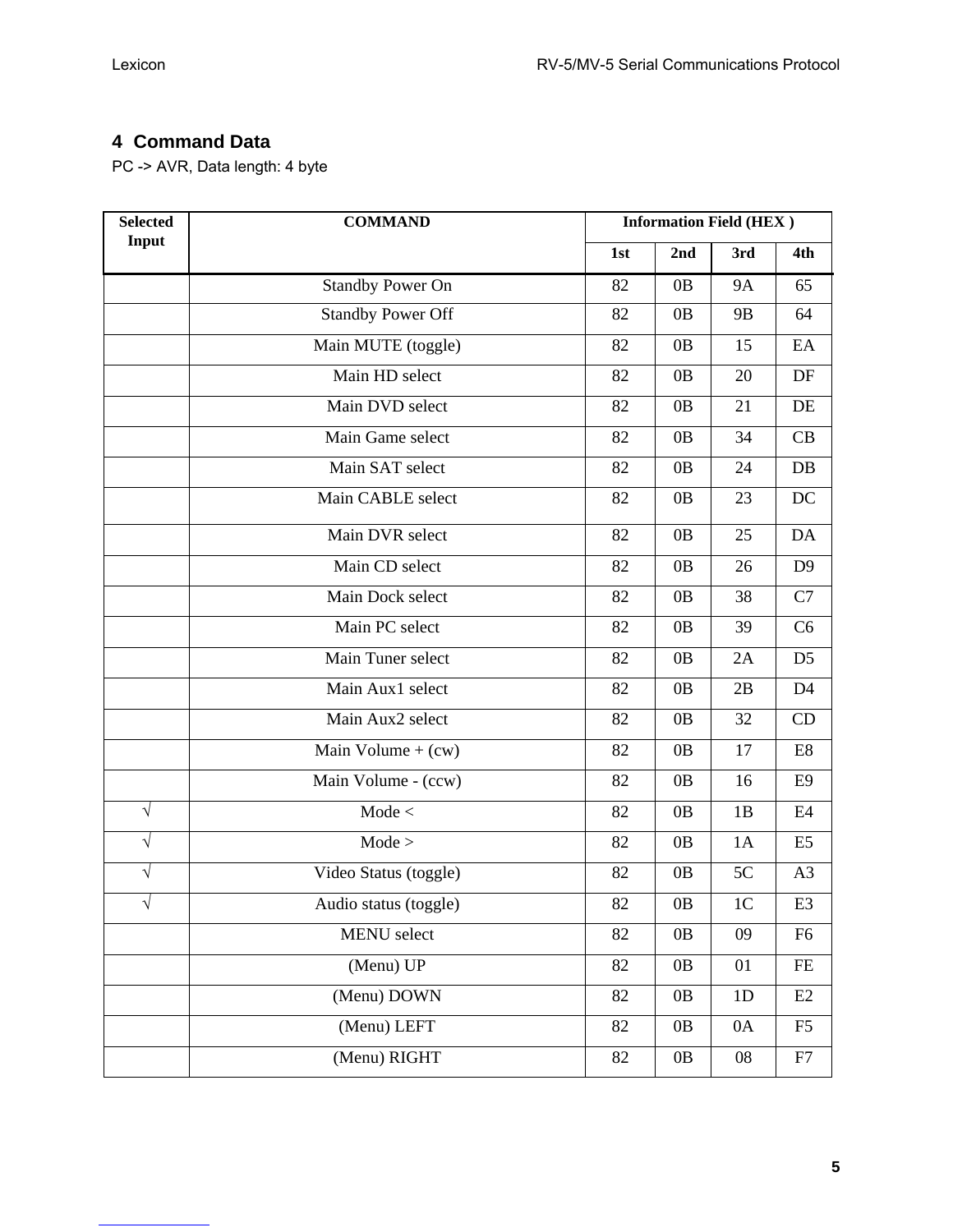## 4 Command Data

PC -> AVR, Data length: 4 byte

| Selected Input | COMMAND | Information Field (HEX ) | | | |
|---|---|---|---|---|---|
| | | 1st | 2nd | 3rd | 4th |
| | Standby Power On | 82 | 0B | 9A | 65 |
| | Standby Power Off | 82 | 0B | 9B | 64 |
| | Main MUTE (toggle) | 82 | 0B | 15 | EA |
| | Main HD select | 82 | 0B | 20 | DF |
| | Main DVD select | 82 | 0B | 21 | DE |
| | Main Game select | 82 | 0B | 34 | CB |
| | Main SAT select | 82 | 0B | 24 | DB |
| | Main CABLE select | 82 | 0B | 23 | DC |
| | Main DVR select | 82 | 0B | 25 | DA |
| | Main CD select | 82 | 0B | 26 | D9 |
| | Main Dock select | 82 | 0B | 38 | C7 |
| | Main PC select | 82 | 0B | 39 | C6 |
| | Main Tuner select | 82 | 0B | 2A | D5 |
| | Main Aux1 select | 82 | 0B | 2B | D4 |
| | Main Aux2 select | 82 | 0B | 32 | CD |
| | Main Volume + (cw) | 82 | 0B | 17 | E8 |
| | Main Volume - (ccw) | 82 | 0B | 16 | E9 |
| √ | Mode < | 82 | 0B | 1B | E4 |
| √ | Mode > | 82 | 0B | 1A | E5 |
| √ | Video Status (toggle) | 82 | 0B | 5C | A3 |
| √ | Audio status (toggle) | 82 | 0B | 1C | E3 |
| | MENU select | 82 | 0B | 09 | F6 |
| | (Menu) UP | 82 | 0B | 01 | FE |
| | (Menu) DOWN | 82 | 0B | 1D | E2 |
| | (Menu) LEFT | 82 | 0B | 0A | F5 |
| | (Menu) RIGHT | 82 | 0B | 08 | F7 |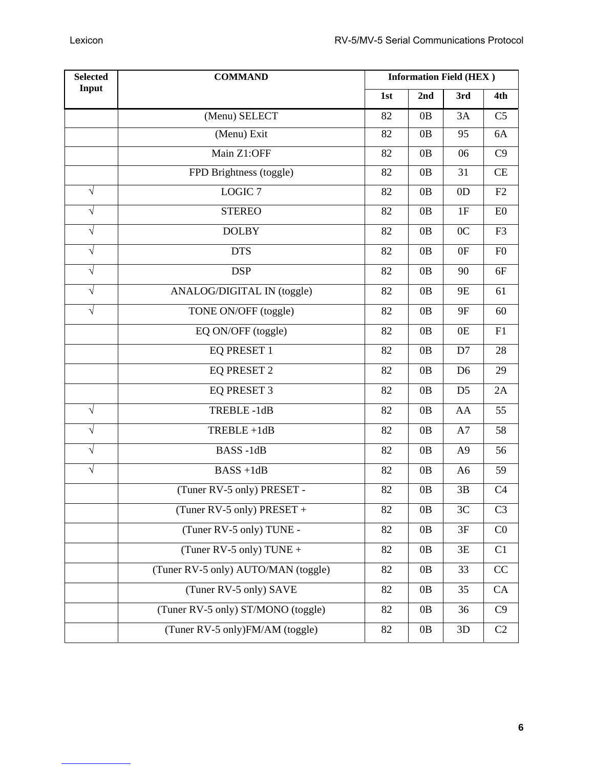| Selected Input | COMMAND | Information Field (HEX ) | | | |
|---|---|---|---|---|---|
| | | 1st | 2nd | 3rd | 4th |
| | (Menu) SELECT | 82 | 0B | 3A | C5 |
| | (Menu) Exit | 82 | 0B | 95 | 6A |
| | Main Z1:OFF | 82 | 0B | 06 | C9 |
| | FPD Brightness (toggle) | 82 | 0B | 31 | CE |
| √ | LOGIC 7 | 82 | 0B | 0D | F2 |
| √ | STEREO | 82 | 0B | 1F | E0 |
| √ | DOLBY | 82 | 0B | 0C | F3 |
| √ | DTS | 82 | 0B | 0F | F0 |
| √ | DSP | 82 | 0B | 90 | 6F |
| √ | ANALOG/DIGITAL IN (toggle) | 82 | 0B | 9E | 61 |
| √ | TONE ON/OFF (toggle) | 82 | 0B | 9F | 60 |
| | EQ ON/OFF (toggle) | 82 | 0B | 0E | F1 |
| | EQ PRESET 1 | 82 | 0B | D7 | 28 |
| | EQ PRESET 2 | 82 | 0B | D6 | 29 |
| | EQ PRESET 3 | 82 | 0B | D5 | 2A |
| √ | TREBLE -1dB | 82 | 0B | AA | 55 |
| √ | TREBLE +1dB | 82 | 0B | A7 | 58 |
| √ | BASS -1dB | 82 | 0B | A9 | 56 |
| √ | BASS +1dB | 82 | 0B | A6 | 59 |
| | (Tuner RV-5 only) PRESET - | 82 | 0B | 3B | C4 |
| | (Tuner RV-5 only) PRESET + | 82 | 0B | 3C | C3 |
| | (Tuner RV-5 only) TUNE - | 82 | 0B | 3F | C0 |
| | (Tuner RV-5 only) TUNE + | 82 | 0B | 3E | C1 |
| | (Tuner RV-5 only) AUTO/MAN (toggle) | 82 | 0B | 33 | CC |
| | (Tuner RV-5 only) SAVE | 82 | 0B | 35 | CA |
| | (Tuner RV-5 only) ST/MONO (toggle) | 82 | 0B | 36 | C9 |
| | (Tuner RV-5 only)FM/AM (toggle) | 82 | 0B | 3D | C2 |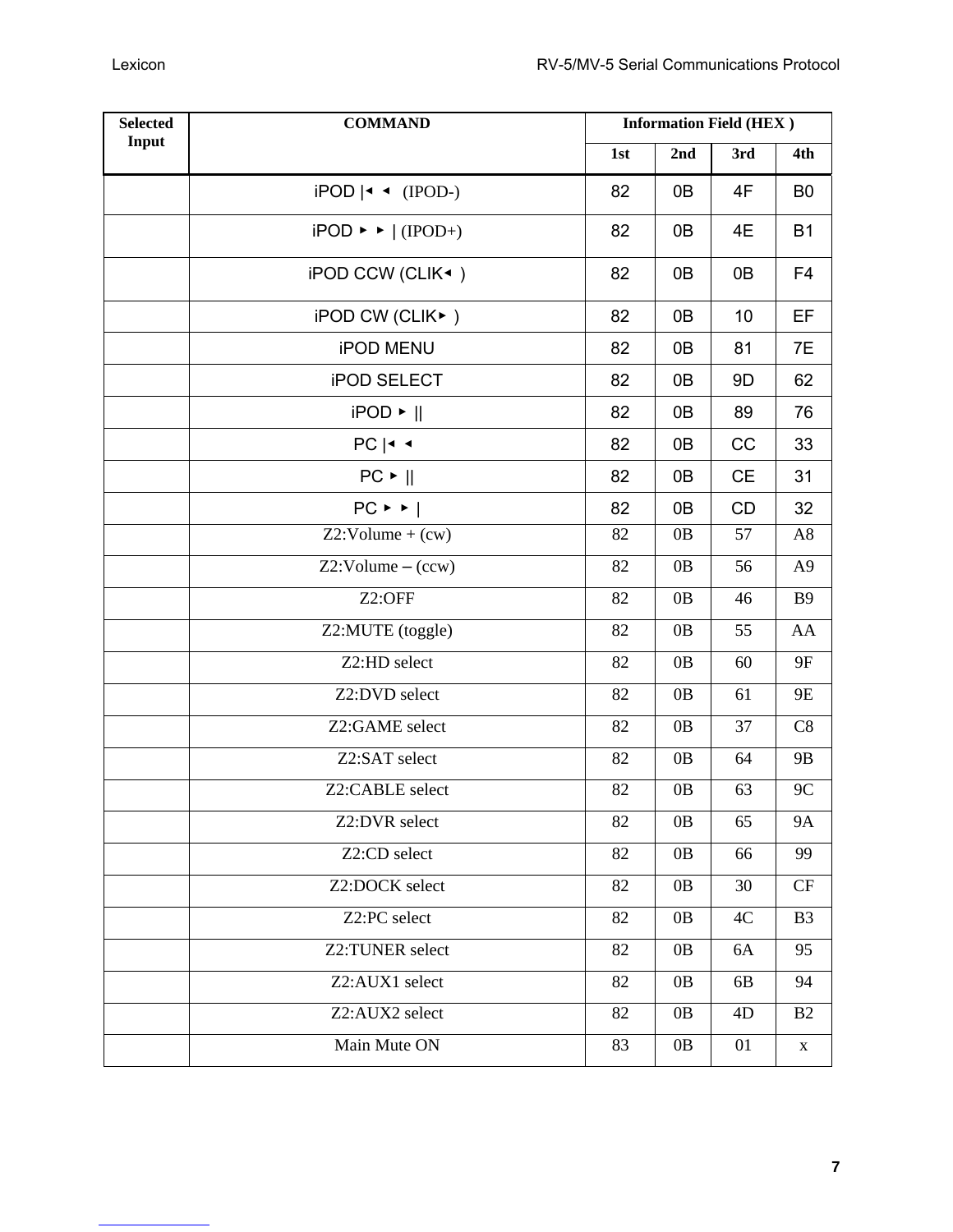| Selected Input | COMMAND | Information Field (HEX ) | | | |
|---|---|---|---|---|---|
| | | 1st | 2nd | 3rd | 4th |
| | iPOD \|◂ ◂ (IPOD-) | 82 | 0B | 4F | B0 |
| | iPOD ▸ ▸ \| (IPOD+) | 82 | 0B | 4E | B1 |
| | iPOD CCW (CLIK◂ ) | 82 | 0B | 0B | F4 |
| | iPOD CW (CLIK▸ ) | 82 | 0B | 10 | EF |
| | iPOD MENU | 82 | 0B | 81 | 7E |
| | iPOD SELECT | 82 | 0B | 9D | 62 |
| | iPOD ▸ \|\| | 82 | 0B | 89 | 76 |
| | PC \|◂ ◂ | 82 | 0B | CC | 33 |
| | PC ▸ \|\| | 82 | 0B | CE | 31 |
| | PC ▸ ▸ \| | 82 | 0B | CD | 32 |
| | Z2:Volume + (cw) | 82 | 0B | 57 | A8 |
| | Z2:Volume – (ccw) | 82 | 0B | 56 | A9 |
| | Z2:OFF | 82 | 0B | 46 | B9 |
| | Z2:MUTE (toggle) | 82 | 0B | 55 | AA |
| | Z2:HD select | 82 | 0B | 60 | 9F |
| | Z2:DVD select | 82 | 0B | 61 | 9E |
| | Z2:GAME select | 82 | 0B | 37 | C8 |
| | Z2:SAT select | 82 | 0B | 64 | 9B |
| | Z2:CABLE select | 82 | 0B | 63 | 9C |
| | Z2:DVR select | 82 | 0B | 65 | 9A |
| | Z2:CD select | 82 | 0B | 66 | 99 |
| | Z2:DOCK select | 82 | 0B | 30 | CF |
| | Z2:PC select | 82 | 0B | 4C | B3 |
| | Z2:TUNER select | 82 | 0B | 6A | 95 |
| | Z2:AUX1 select | 82 | 0B | 6B | 94 |
| | Z2:AUX2 select | 82 | 0B | 4D | B2 |
| | Main Mute ON | 83 | 0B | 01 | x |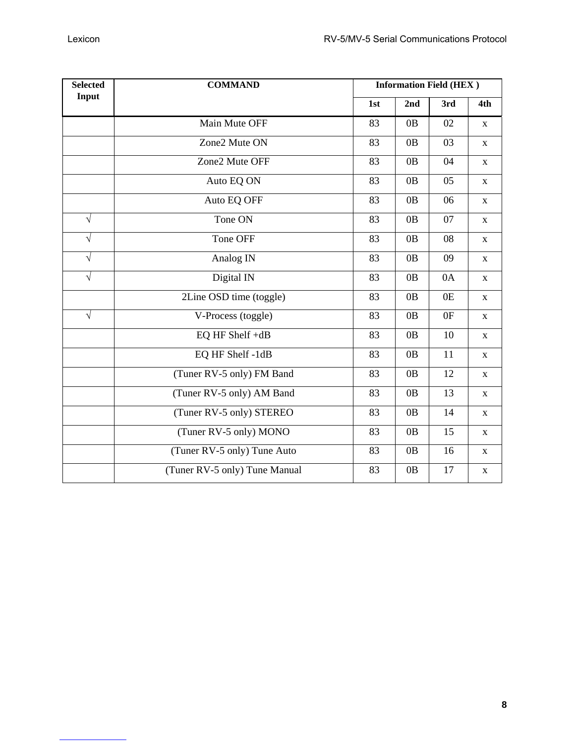| Selected Input | COMMAND | Information Field (HEX ) | | | |
|---|---|---|---|---|---|
| | | 1st | 2nd | 3rd | 4th |
| | Main Mute OFF | 83 | 0B | 02 | x |
| | Zone2 Mute ON | 83 | 0B | 03 | x |
| | Zone2 Mute OFF | 83 | 0B | 04 | x |
| | Auto EQ ON | 83 | 0B | 05 | x |
| | Auto EQ OFF | 83 | 0B | 06 | x |
| √ | Tone ON | 83 | 0B | 07 | x |
| √ | Tone OFF | 83 | 0B | 08 | x |
| √ | Analog IN | 83 | 0B | 09 | x |
| √ | Digital IN | 83 | 0B | 0A | x |
| | 2Line OSD time (toggle) | 83 | 0B | 0E | x |
| √ | V-Process (toggle) | 83 | 0B | 0F | x |
| | EQ HF Shelf +dB | 83 | 0B | 10 | x |
| | EQ HF Shelf -1dB | 83 | 0B | 11 | x |
| | (Tuner RV-5 only) FM Band | 83 | 0B | 12 | x |
| | (Tuner RV-5 only) AM Band | 83 | 0B | 13 | x |
| | (Tuner RV-5 only) STEREO | 83 | 0B | 14 | x |
| | (Tuner RV-5 only) MONO | 83 | 0B | 15 | x |
| | (Tuner RV-5 only) Tune Auto | 83 | 0B | 16 | x |
| | (Tuner RV-5 only) Tune Manual | 83 | 0B | 17 | x |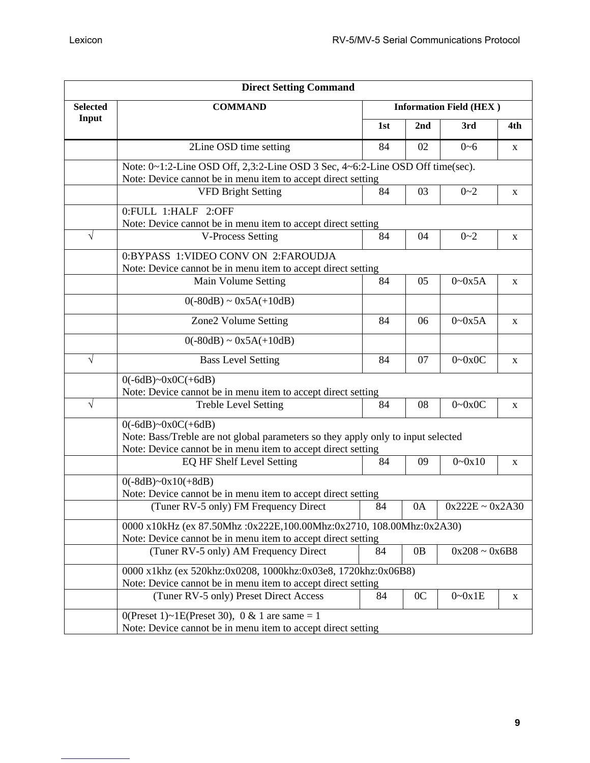| Direct Setting Command | | | | | |
|---|---|---|---|---|---|
| **Selected Input** | **COMMAND** | **Information Field (HEX )** | | | |
| | | **1st** | **2nd** | **3rd** | **4th** |
| | 2Line OSD time setting | 84 | 02 | 0~6 | x |
| | Note: 0~1:2-Line OSD Off, 2,3:2-Line OSD 3 Sec, 4~6:2-Line OSD Off time(sec). Note: Device cannot be in menu item to accept direct setting | | | | |
| | VFD Bright Setting | 84 | 03 | 0~2 | x |
| | 0:FULL 1:HALF 2:OFF Note: Device cannot be in menu item to accept direct setting | | | | |
| √ | V-Process Setting | 84 | 04 | 0~2 | x |
| | 0:BYPASS 1:VIDEO CONV ON 2:FAROUDJA Note: Device cannot be in menu item to accept direct setting | | | | |
| | Main Volume Setting | 84 | 05 | 0~0x5A | x |
| | 0(-80dB) ~ 0x5A(+10dB) | | | | |
| | Zone2 Volume Setting | 84 | 06 | 0~0x5A | x |
| | 0(-80dB) ~ 0x5A(+10dB) | | | | |
| √ | Bass Level Setting | 84 | 07 | 0~0x0C | x |
| | 0(-6dB)~0x0C(+6dB) Note: Device cannot be in menu item to accept direct setting | | | | |
| √ | Treble Level Setting | 84 | 08 | 0~0x0C | x |
| | 0(-6dB)~0x0C(+6dB) Note: Bass/Treble are not global parameters so they apply only to input selected Note: Device cannot be in menu item to accept direct setting | | | | |
| | EQ HF Shelf Level Setting | 84 | 09 | 0~0x10 | x |
| | 0(-8dB)~0x10(+8dB) Note: Device cannot be in menu item to accept direct setting | | | | |
| | (Tuner RV-5 only) FM Frequency Direct | 84 | 0A | 0x222E ~ 0x2A30 | |
| | 0000 x10kHz (ex 87.50Mhz :0x222E,100.00Mhz:0x2710, 108.00Mhz:0x2A30) Note: Device cannot be in menu item to accept direct setting | | | | |
| | (Tuner RV-5 only) AM Frequency Direct | 84 | 0B | 0x208 ~ 0x6B8 | |
| | 0000 x1khz (ex 520khz:0x0208, 1000khz:0x03e8, 1720khz:0x06B8) Note: Device cannot be in menu item to accept direct setting | | | | |
| | (Tuner RV-5 only) Preset Direct Access | 84 | 0C | 0~0x1E | x |
| | 0(Preset 1)~1E(Preset 30), 0 & 1 are same = 1 Note: Device cannot be in menu item to accept direct setting | | | | |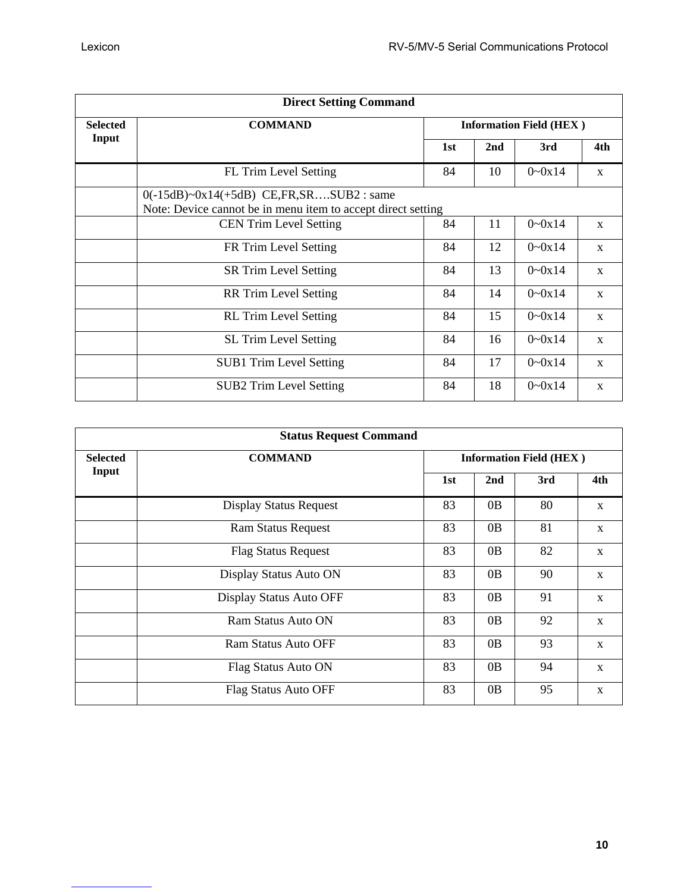| Direct Setting Command | | | | | |
|---|---|---|---|---|---|
| **Selected Input** | **COMMAND** | **Information Field (HEX )** | | | |
| | | **1st** | **2nd** | **3rd** | **4th** |
| | FL Trim Level Setting | 84 | 10 | 0~0x14 | x |
| | 0(-15dB)~0x14(+5dB) CE,FR,SR….SUB2 : same<br>Note: Device cannot be in menu item to accept direct setting | | | | |
| | CEN Trim Level Setting | 84 | 11 | 0~0x14 | x |
| | FR Trim Level Setting | 84 | 12 | 0~0x14 | x |
| | SR Trim Level Setting | 84 | 13 | 0~0x14 | x |
| | RR Trim Level Setting | 84 | 14 | 0~0x14 | x |
| | RL Trim Level Setting | 84 | 15 | 0~0x14 | x |
| | SL Trim Level Setting | 84 | 16 | 0~0x14 | x |
| | SUB1 Trim Level Setting | 84 | 17 | 0~0x14 | x |
| | SUB2 Trim Level Setting | 84 | 18 | 0~0x14 | x |

| Status Request Command | | | | | |
|---|---|---|---|---|---|
| **Selected Input** | **COMMAND** | **Information Field (HEX )** | | | |
| | | **1st** | **2nd** | **3rd** | **4th** |
| | Display Status Request | 83 | 0B | 80 | x |
| | Ram Status Request | 83 | 0B | 81 | x |
| | Flag Status Request | 83 | 0B | 82 | x |
| | Display Status Auto ON | 83 | 0B | 90 | x |
| | Display Status Auto OFF | 83 | 0B | 91 | x |
| | Ram Status Auto ON | 83 | 0B | 92 | x |
| | Ram Status Auto OFF | 83 | 0B | 93 | x |
| | Flag Status Auto ON | 83 | 0B | 94 | x |
| | Flag Status Auto OFF | 83 | 0B | 95 | x |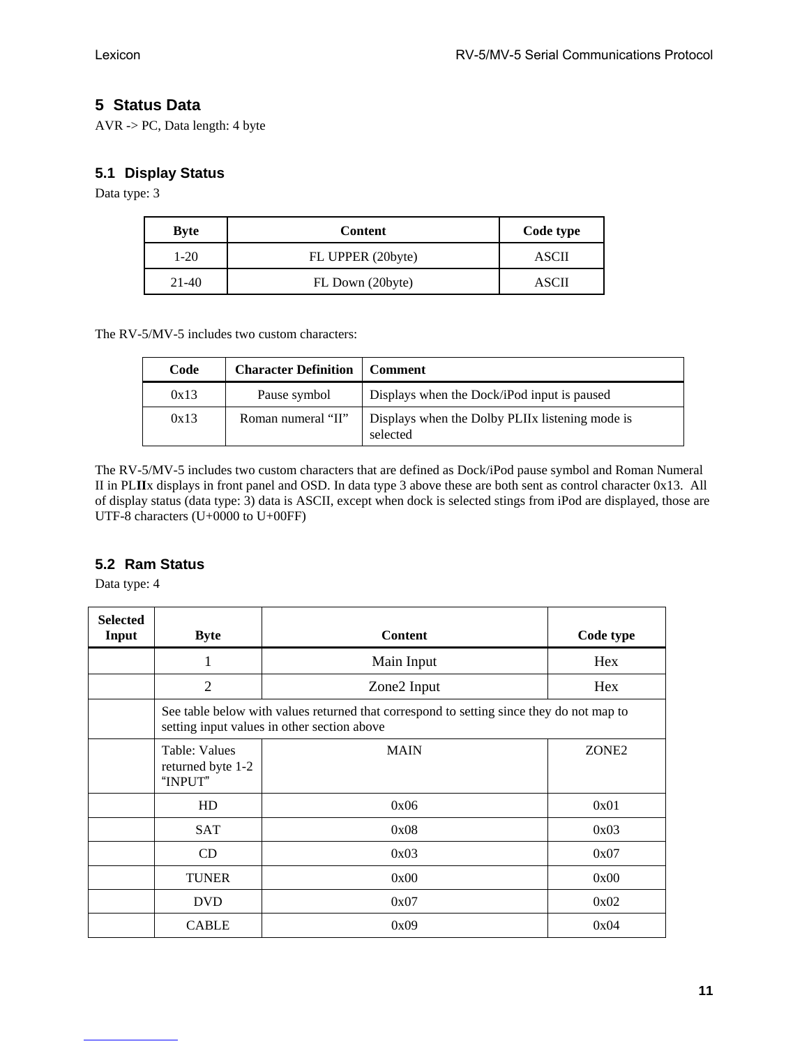## 5 Status Data

AVR -> PC, Data length: 4 byte

### 5.1 Display Status

Data type: 3

| Byte | Content | Code type |
|---|---|---|
| 1-20 | FL UPPER (20byte) | ASCII |
| 21-40 | FL Down (20byte) | ASCII |

The RV-5/MV-5 includes two custom characters:

| Code | Character Definition | Comment |
|---|---|---|
| 0x13 | Pause symbol | Displays when the Dock/iPod input is paused |
| 0x13 | Roman numeral "II" | Displays when the Dolby PLIIx listening mode is selected |

The RV-5/MV-5 includes two custom characters that are defined as Dock/iPod pause symbol and Roman Numeral II in PL**II**x displays in front panel and OSD. In data type 3 above these are both sent as control character 0x13. All of display status (data type: 3) data is ASCII, except when dock is selected stings from iPod are displayed, those are UTF-8 characters (U+0000 to U+00FF)

### 5.2 Ram Status

Data type: 4

| Selected Input | Byte | Content | Code type |
|---|---|---|---|
| | 1 | Main Input | Hex |
| | 2 | Zone2 Input | Hex |
| | See table below with values returned that correspond to setting since they do not map to setting input values in other section above | | |
| | Table: Values returned byte 1-2 "INPUT" | MAIN | ZONE2 |
| | HD | 0x06 | 0x01 |
| | SAT | 0x08 | 0x03 |
| | CD | 0x03 | 0x07 |
| | TUNER | 0x00 | 0x00 |
| | DVD | 0x07 | 0x02 |
| | CABLE | 0x09 | 0x04 |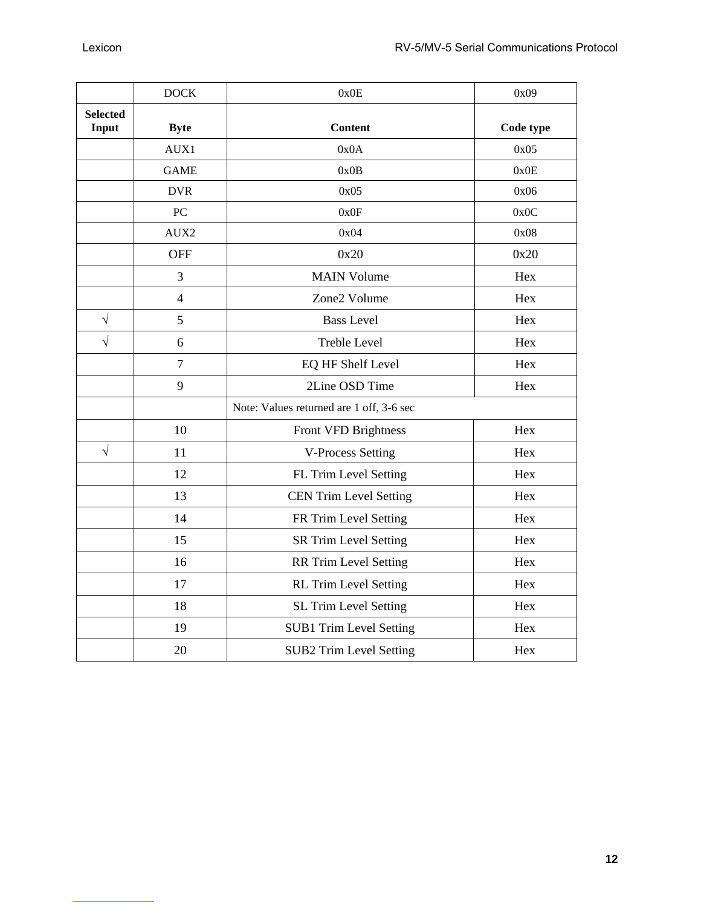|  | DOCK | 0x0E | 0x09 |
| --- | --- | --- | --- |
| **Selected Input** | **Byte** | **Content** | **Code type** |
|  | AUX1 | 0x0A | 0x05 |
|  | GAME | 0x0B | 0x0E |
|  | DVR | 0x05 | 0x06 |
|  | PC | 0x0F | 0x0C |
|  | AUX2 | 0x04 | 0x08 |
|  | OFF | 0x20 | 0x20 |
|  | 3 | MAIN Volume | Hex |
|  | 4 | Zone2 Volume | Hex |
| √ | 5 | Bass Level | Hex |
| √ | 6 | Treble Level | Hex |
|  | 7 | EQ HF Shelf Level | Hex |
|  | 9 | 2Line OSD Time | Hex |
|  |  | Note: Values returned are 1 off, 3-6 sec |  |
|  | 10 | Front VFD Brightness | Hex |
| √ | 11 | V-Process Setting | Hex |
|  | 12 | FL Trim Level Setting | Hex |
|  | 13 | CEN Trim Level Setting | Hex |
|  | 14 | FR Trim Level Setting | Hex |
|  | 15 | SR Trim Level Setting | Hex |
|  | 16 | RR Trim Level Setting | Hex |
|  | 17 | RL Trim Level Setting | Hex |
|  | 18 | SL Trim Level Setting | Hex |
|  | 19 | SUB1 Trim Level Setting | Hex |
|  | 20 | SUB2 Trim Level Setting | Hex |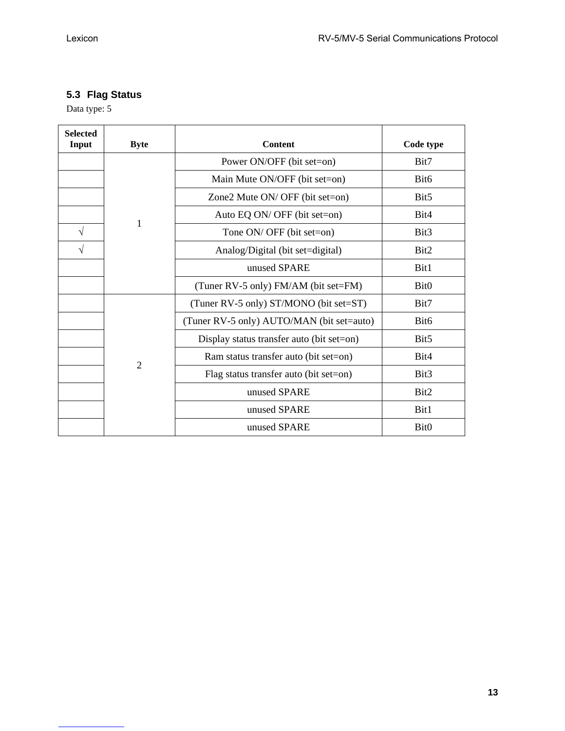### 5.3 Flag Status

Data type: 5

| Selected Input | Byte | Content | Code type |
| --- | --- | --- | --- |
| | 1 | Power ON/OFF (bit set=on) | Bit7 |
| | | Main Mute ON/OFF (bit set=on) | Bit6 |
| | | Zone2 Mute ON/ OFF (bit set=on) | Bit5 |
| | | Auto EQ ON/ OFF (bit set=on) | Bit4 |
| √ | | Tone ON/ OFF (bit set=on) | Bit3 |
| √ | | Analog/Digital (bit set=digital) | Bit2 |
| | | unused SPARE | Bit1 |
| | | (Tuner RV-5 only) FM/AM (bit set=FM) | Bit0 |
| | 2 | (Tuner RV-5 only) ST/MONO (bit set=ST) | Bit7 |
| | | (Tuner RV-5 only) AUTO/MAN (bit set=auto) | Bit6 |
| | | Display status transfer auto (bit set=on) | Bit5 |
| | | Ram status transfer auto (bit set=on) | Bit4 |
| | | Flag status transfer auto (bit set=on) | Bit3 |
| | | unused SPARE | Bit2 |
| | | unused SPARE | Bit1 |
| | | unused SPARE | Bit0 |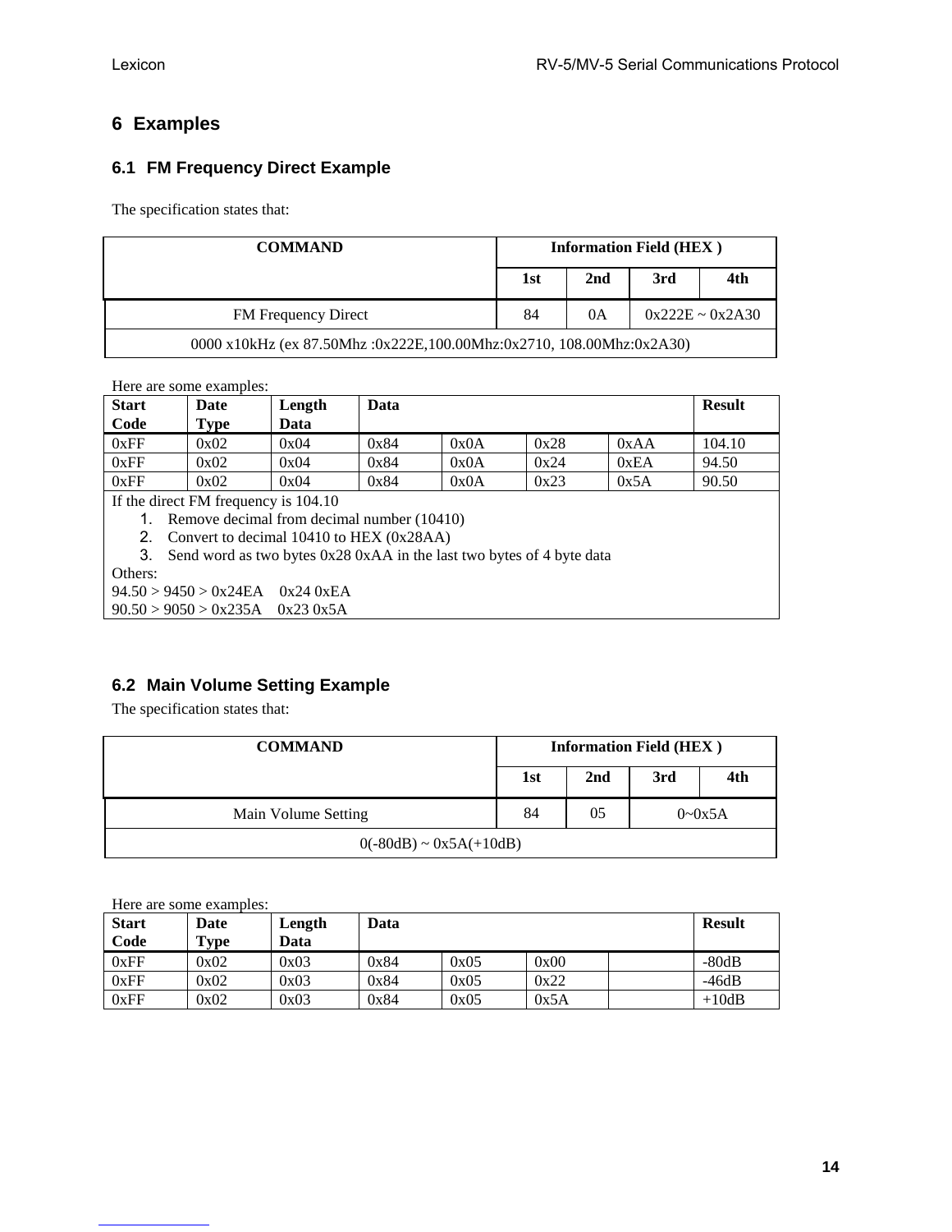## 6 Examples

### 6.1 FM Frequency Direct Example

The specification states that:

| COMMAND | Information Field (HEX ) | | | |
|---|---|---|---|---|
| | 1st | 2nd | 3rd | 4th |
| FM Frequency Direct | 84 | 0A | 0x222E ~ 0x2A30 | |
| 0000 x10kHz (ex 87.50Mhz :0x222E,100.00Mhz:0x2710, 108.00Mhz:0x2A30) | | | | |

Here are some examples:

| Start Code | Date Type | Length Data | Data | | | | Result |
|---|---|---|---|---|---|---|---|
| 0xFF | 0x02 | 0x04 | 0x84 | 0x0A | 0x28 | 0xAA | 104.10 |
| 0xFF | 0x02 | 0x04 | 0x84 | 0x0A | 0x24 | 0xEA | 94.50 |
| 0xFF | 0x02 | 0x04 | 0x84 | 0x0A | 0x23 | 0x5A | 90.50 |

If the direct FM frequency is 104.10

1. Remove decimal from decimal number (10410)
2. Convert to decimal 10410 to HEX (0x28AA)
3. Send word as two bytes 0x28 0xAA in the last two bytes of 4 byte data

Others:
94.50 > 9450 > 0x24EA    0x24 0xEA
90.50 > 9050 > 0x235A    0x23 0x5A

### 6.2 Main Volume Setting Example

The specification states that:

| COMMAND | Information Field (HEX ) | | | |
|---|---|---|---|---|
| | 1st | 2nd | 3rd | 4th |
| Main Volume Setting | 84 | 05 | 0~0x5A | |
| 0(-80dB) ~ 0x5A(+10dB) | | | | |

Here are some examples:

| Start Code | Date Type | Length Data | Data | | | | Result |
|---|---|---|---|---|---|---|---|
| 0xFF | 0x02 | 0x03 | 0x84 | 0x05 | 0x00 | | -80dB |
| 0xFF | 0x02 | 0x03 | 0x84 | 0x05 | 0x22 | | -46dB |
| 0xFF | 0x02 | 0x03 | 0x84 | 0x05 | 0x5A | | +10dB |